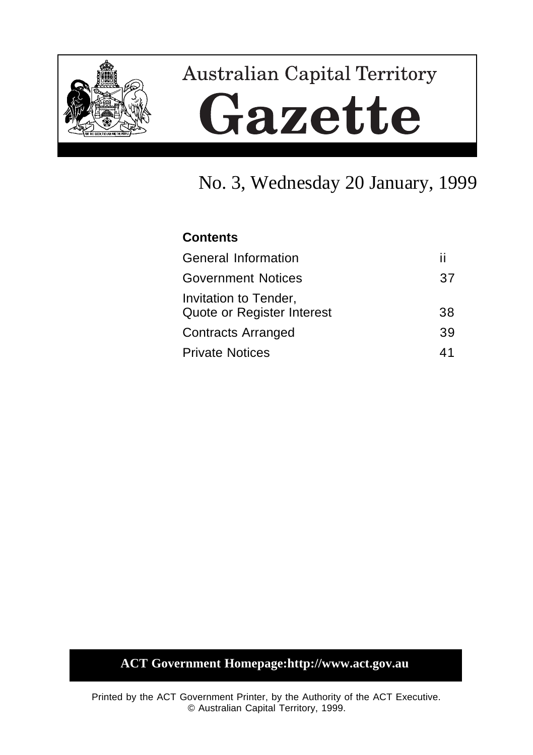# Australian Capital Territory

# Gazette

## No. 3, Wednesday 20 January, 1999

**Contents**

| | |
|---|---|
| General Information | ii |
| Government Notices | 37 |
| Invitation to Tender, Quote or Register Interest | 38 |
| Contracts Arranged | 39 |
| Private Notices | 41 |

**ACT Government Homepage:http://www.act.gov.au**

Printed by the ACT Government Printer, by the Authority of the ACT Executive.
© Australian Capital Territory, 1999.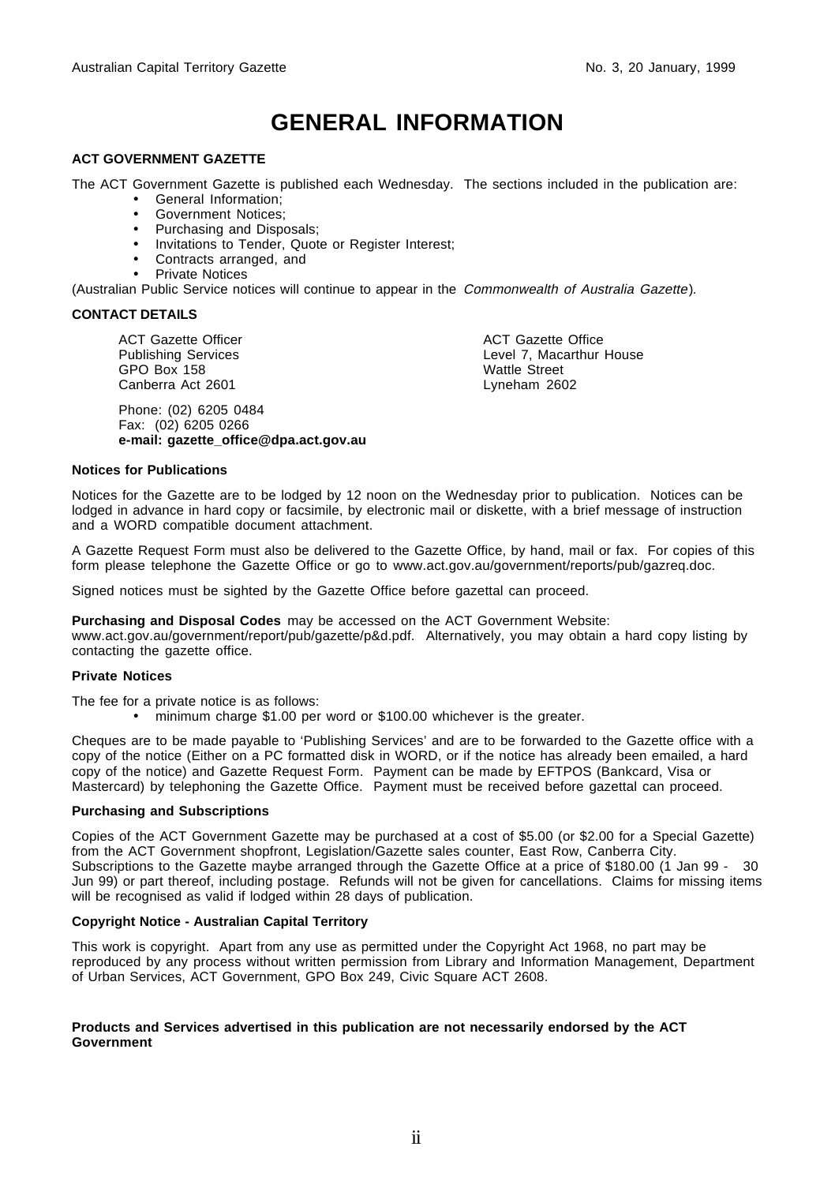# GENERAL INFORMATION

**ACT GOVERNMENT GAZETTE**

The ACT Government Gazette is published each Wednesday. The sections included in the publication are:

- General Information;
- Government Notices;
- Purchasing and Disposals;
- Invitations to Tender, Quote or Register Interest;
- Contracts arranged, and
- Private Notices

(Australian Public Service notices will continue to appear in the *Commonwealth of Australia Gazette*).

**CONTACT DETAILS**

ACT Gazette Officer
Publishing Services
GPO Box 158
Canberra Act 2601

ACT Gazette Office
Level 7, Macarthur House
Wattle Street
Lyneham 2602

Phone: (02) 6205 0484
Fax: (02) 6205 0266
**e-mail: gazette_office@dpa.act.gov.au**

**Notices for Publications**

Notices for the Gazette are to be lodged by 12 noon on the Wednesday prior to publication. Notices can be lodged in advance in hard copy or facsimile, by electronic mail or diskette, with a brief message of instruction and a WORD compatible document attachment.

A Gazette Request Form must also be delivered to the Gazette Office, by hand, mail or fax. For copies of this form please telephone the Gazette Office or go to www.act.gov.au/government/reports/pub/gazreq.doc.

Signed notices must be sighted by the Gazette Office before gazettal can proceed.

**Purchasing and Disposal Codes** may be accessed on the ACT Government Website: www.act.gov.au/government/report/pub/gazette/p&d.pdf. Alternatively, you may obtain a hard copy listing by contacting the gazette office.

**Private Notices**

The fee for a private notice is as follows:

- minimum charge $1.00 per word or $100.00 whichever is the greater.

Cheques are to be made payable to 'Publishing Services' and are to be forwarded to the Gazette office with a copy of the notice (Either on a PC formatted disk in WORD, or if the notice has already been emailed, a hard copy of the notice) and Gazette Request Form. Payment can be made by EFTPOS (Bankcard, Visa or Mastercard) by telephoning the Gazette Office. Payment must be received before gazettal can proceed.

**Purchasing and Subscriptions**

Copies of the ACT Government Gazette may be purchased at a cost of $5.00 (or $2.00 for a Special Gazette) from the ACT Government shopfront, Legislation/Gazette sales counter, East Row, Canberra City. Subscriptions to the Gazette maybe arranged through the Gazette Office at a price of $180.00 (1 Jan 99 - 30 Jun 99) or part thereof, including postage. Refunds will not be given for cancellations. Claims for missing items will be recognised as valid if lodged within 28 days of publication.

**Copyright Notice - Australian Capital Territory**

This work is copyright. Apart from any use as permitted under the Copyright Act 1968, no part may be reproduced by any process without written permission from Library and Information Management, Department of Urban Services, ACT Government, GPO Box 249, Civic Square ACT 2608.

**Products and Services advertised in this publication are not necessarily endorsed by the ACT Government**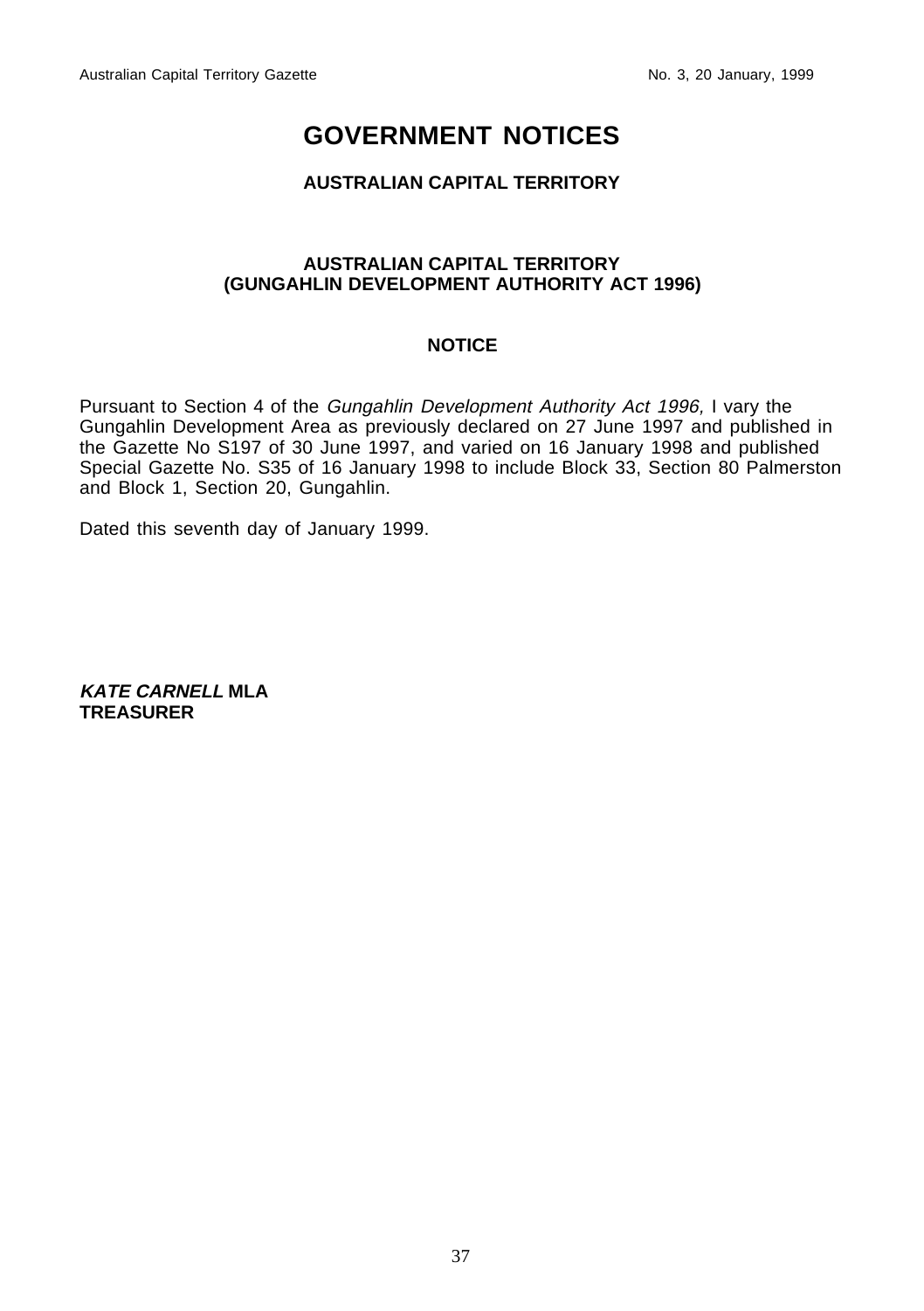# GOVERNMENT NOTICES

## AUSTRALIAN CAPITAL TERRITORY

### AUSTRALIAN CAPITAL TERRITORY (GUNGAHLIN DEVELOPMENT AUTHORITY ACT 1996)

### NOTICE

Pursuant to Section 4 of the *Gungahlin Development Authority Act 1996,* I vary the Gungahlin Development Area as previously declared on 27 June 1997 and published in the Gazette No S197 of 30 June 1997, and varied on 16 January 1998 and published Special Gazette No. S35 of 16 January 1998 to include Block 33, Section 80 Palmerston and Block 1, Section 20, Gungahlin.

Dated this seventh day of January 1999.

***KATE CARNELL*** **MLA**
**TREASURER**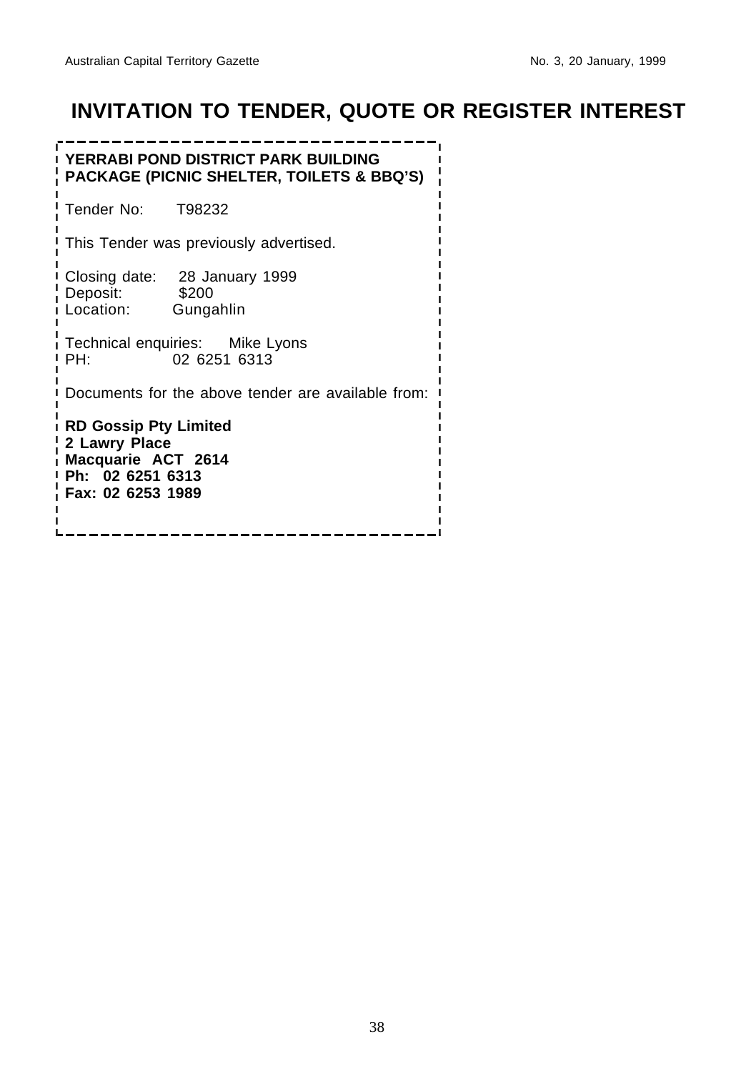# INVITATION TO TENDER, QUOTE OR REGISTER INTEREST

**YERRABI POND DISTRICT PARK BUILDING PACKAGE (PICNIC SHELTER, TOILETS & BBQ'S)**

Tender No: T98232

This Tender was previously advertised.

Closing date: 28 January 1999
Deposit: $200
Location: Gungahlin

Technical enquiries: Mike Lyons
PH: 02 6251 6313

Documents for the above tender are available from:

**RD Gossip Pty Limited**
**2 Lawry Place**
**Macquarie ACT 2614**
**Ph: 02 6251 6313**
**Fax: 02 6253 1989**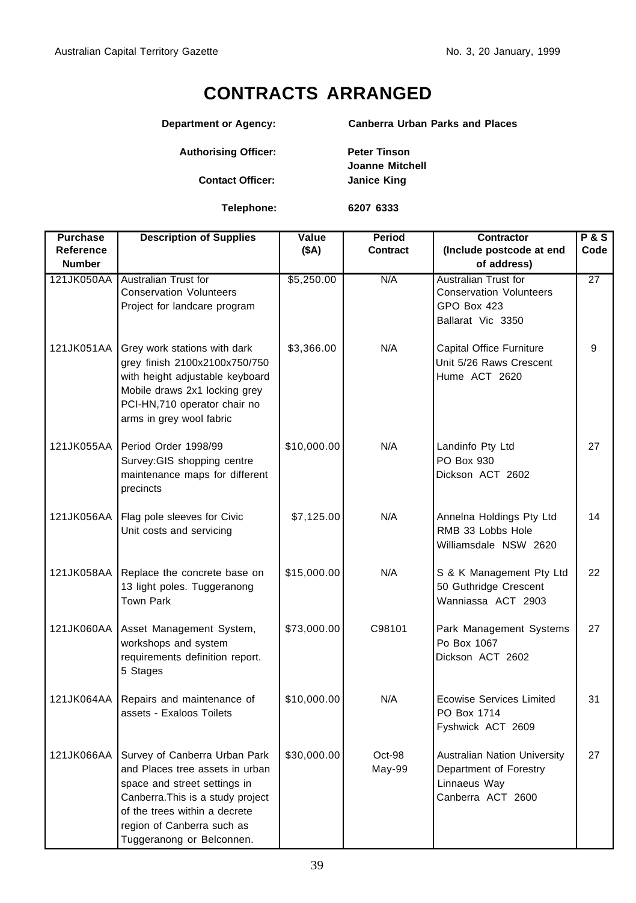# CONTRACTS ARRANGED

**Department or Agency:** **Canberra Urban Parks and Places**

**Authorising Officer:** **Peter Tinson**
**Joanne Mitchell**

**Contact Officer:** **Janice King**

**Telephone:** **6207 6333**

| Purchase Reference Number | Description of Supplies | Value ($A) | Period Contract | Contractor (Include postcode at end of address) | P & S Code |
|---|---|---|---|---|---|
| 121JK050AA | Australian Trust for Conservation Volunteers Project for landcare program | $5,250.00 | N/A | Australian Trust for Conservation Volunteers GPO Box 423 Ballarat Vic 3350 | 27 |
| 121JK051AA | Grey work stations with dark grey finish 2100x2100x750/750 with height adjustable keyboard Mobile draws 2x1 locking grey PCI-HN,710 operator chair no arms in grey wool fabric | $3,366.00 | N/A | Capital Office Furniture Unit 5/26 Raws Crescent Hume ACT 2620 | 9 |
| 121JK055AA | Period Order 1998/99 Survey:GIS shopping centre maintenance maps for different precincts | $10,000.00 | N/A | Landinfo Pty Ltd PO Box 930 Dickson ACT 2602 | 27 |
| 121JK056AA | Flag pole sleeves for Civic Unit costs and servicing | $7,125.00 | N/A | Annelna Holdings Pty Ltd RMB 33 Lobbs Hole Williamsdale NSW 2620 | 14 |
| 121JK058AA | Replace the concrete base on 13 light poles. Tuggeranong Town Park | $15,000.00 | N/A | S & K Management Pty Ltd 50 Guthridge Crescent Wanniassa ACT 2903 | 22 |
| 121JK060AA | Asset Management System, workshops and system requirements definition report. 5 Stages | $73,000.00 | C98101 | Park Management Systems Po Box 1067 Dickson ACT 2602 | 27 |
| 121JK064AA | Repairs and maintenance of assets - Exaloos Toilets | $10,000.00 | N/A | Ecowise Services Limited PO Box 1714 Fyshwick ACT 2609 | 31 |
| 121JK066AA | Survey of Canberra Urban Park and Places tree assets in urban space and street settings in Canberra.This is a study project of the trees within a decrete region of Canberra such as Tuggeranong or Belconnen. | $30,000.00 | Oct-98 May-99 | Australian Nation University Department of Forestry Linnaeus Way Canberra ACT 2600 | 27 |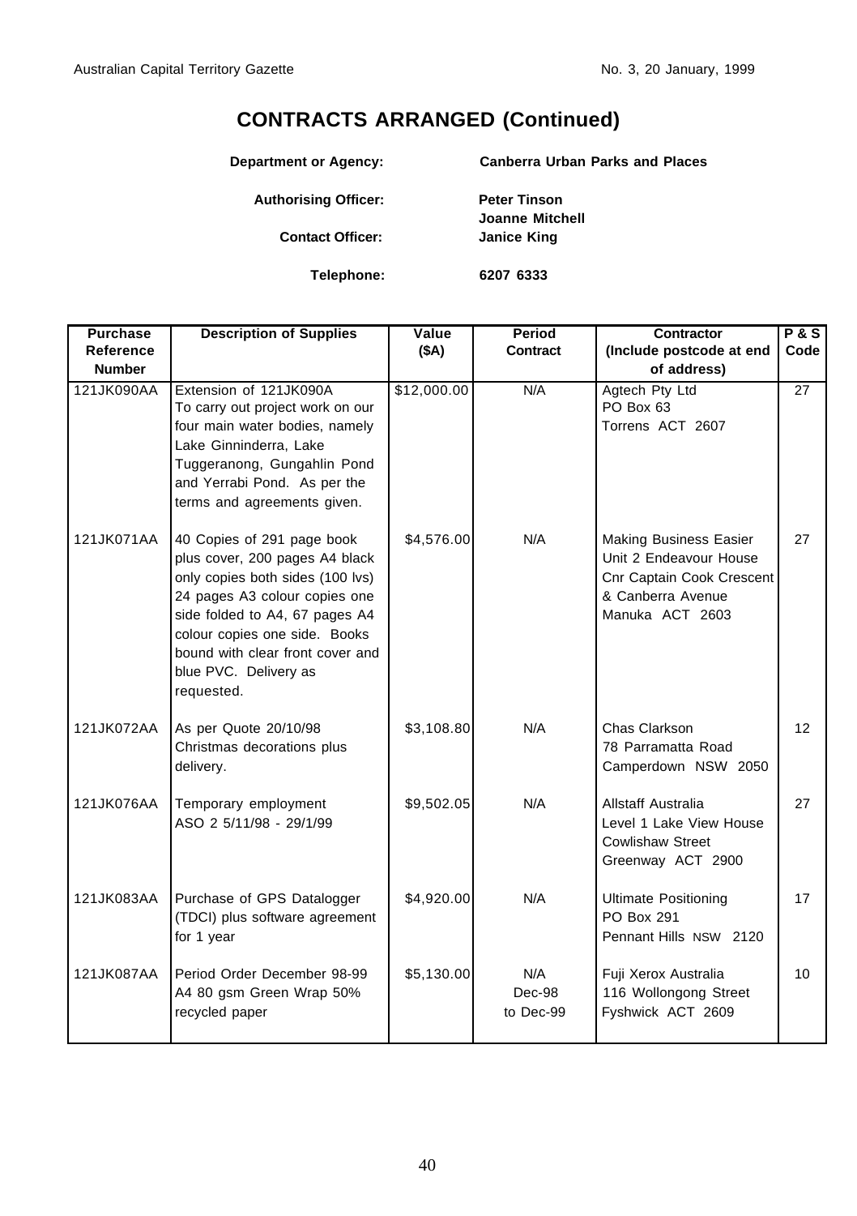# CONTRACTS ARRANGED (Continued)

**Department or Agency:** **Canberra Urban Parks and Places**

**Authorising Officer:** **Peter Tinson**
**Joanne Mitchell**

**Contact Officer:** **Janice King**

**Telephone:** **6207 6333**

| Purchase Reference Number | Description of Supplies | Value ($A) | Period Contract | Contractor (Include postcode at end of address) | P & S Code |
|---|---|---|---|---|---|
| 121JK090AA | Extension of 121JK090A To carry out project work on our four main water bodies, namely Lake Ginninderra, Lake Tuggeranong, Gungahlin Pond and Yerrabi Pond. As per the terms and agreements given. | $12,000.00 | N/A | Agtech Pty Ltd PO Box 63 Torrens ACT 2607 | 27 |
| 121JK071AA | 40 Copies of 291 page book plus cover, 200 pages A4 black only copies both sides (100 lvs) 24 pages A3 colour copies one side folded to A4, 67 pages A4 colour copies one side. Books bound with clear front cover and blue PVC. Delivery as requested. | $4,576.00 | N/A | Making Business Easier Unit 2 Endeavour House Cnr Captain Cook Crescent & Canberra Avenue Manuka ACT 2603 | 27 |
| 121JK072AA | As per Quote 20/10/98 Christmas decorations plus delivery. | $3,108.80 | N/A | Chas Clarkson 78 Parramatta Road Camperdown NSW 2050 | 12 |
| 121JK076AA | Temporary employment ASO 2 5/11/98 - 29/1/99 | $9,502.05 | N/A | Allstaff Australia Level 1 Lake View House Cowlishaw Street Greenway ACT 2900 | 27 |
| 121JK083AA | Purchase of GPS Datalogger (TDCI) plus software agreement for 1 year | $4,920.00 | N/A | Ultimate Positioning PO Box 291 Pennant Hills NSW 2120 | 17 |
| 121JK087AA | Period Order December 98-99 A4 80 gsm Green Wrap 50% recycled paper | $5,130.00 | N/A Dec-98 to Dec-99 | Fuji Xerox Australia 116 Wollongong Street Fyshwick ACT 2609 | 10 |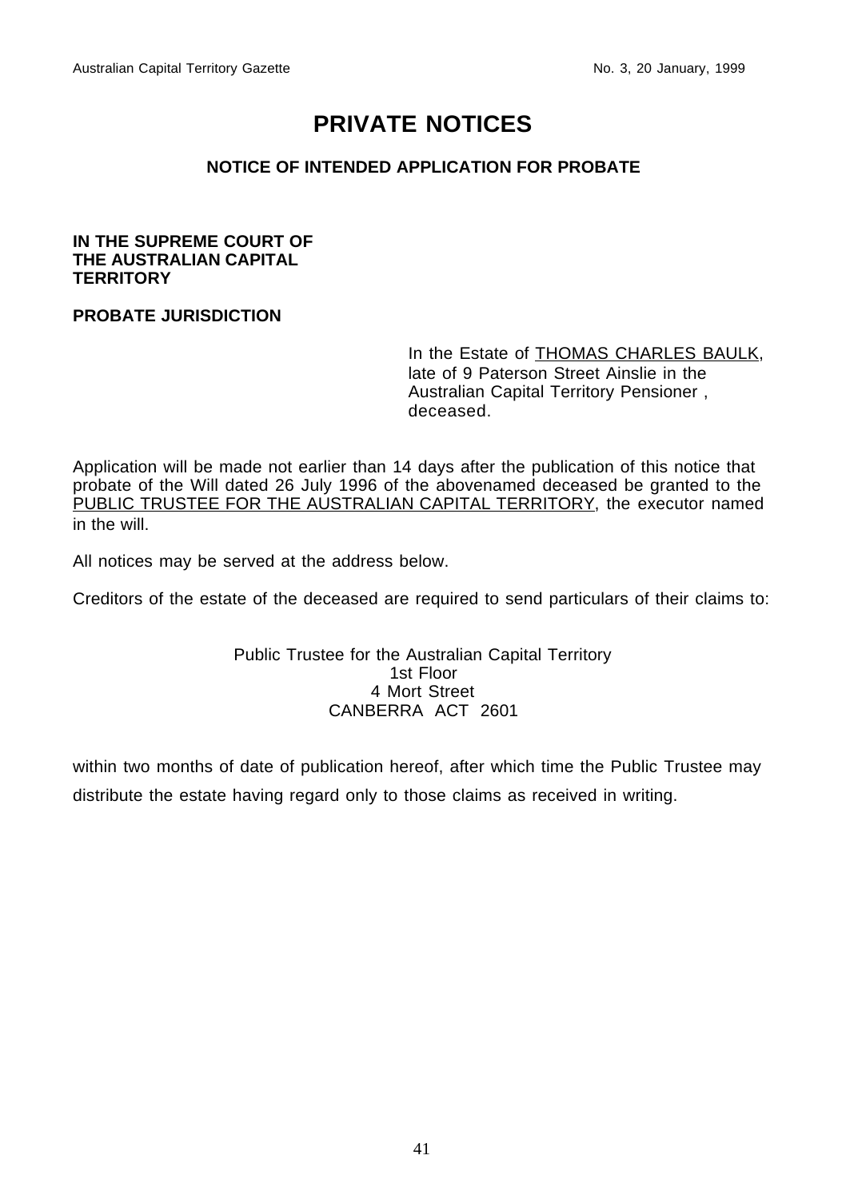# PRIVATE NOTICES

### NOTICE OF INTENDED APPLICATION FOR PROBATE

**IN THE SUPREME COURT OF THE AUSTRALIAN CAPITAL TERRITORY**

**PROBATE JURISDICTION**

In the Estate of THOMAS CHARLES BAULK, late of 9 Paterson Street Ainslie in the Australian Capital Territory Pensioner , deceased.

Application will be made not earlier than 14 days after the publication of this notice that probate of the Will dated 26 July 1996 of the abovenamed deceased be granted to the PUBLIC TRUSTEE FOR THE AUSTRALIAN CAPITAL TERRITORY, the executor named in the will.

All notices may be served at the address below.

Creditors of the estate of the deceased are required to send particulars of their claims to:

Public Trustee for the Australian Capital Territory
1st Floor
4 Mort Street
CANBERRA ACT 2601

within two months of date of publication hereof, after which time the Public Trustee may distribute the estate having regard only to those claims as received in writing.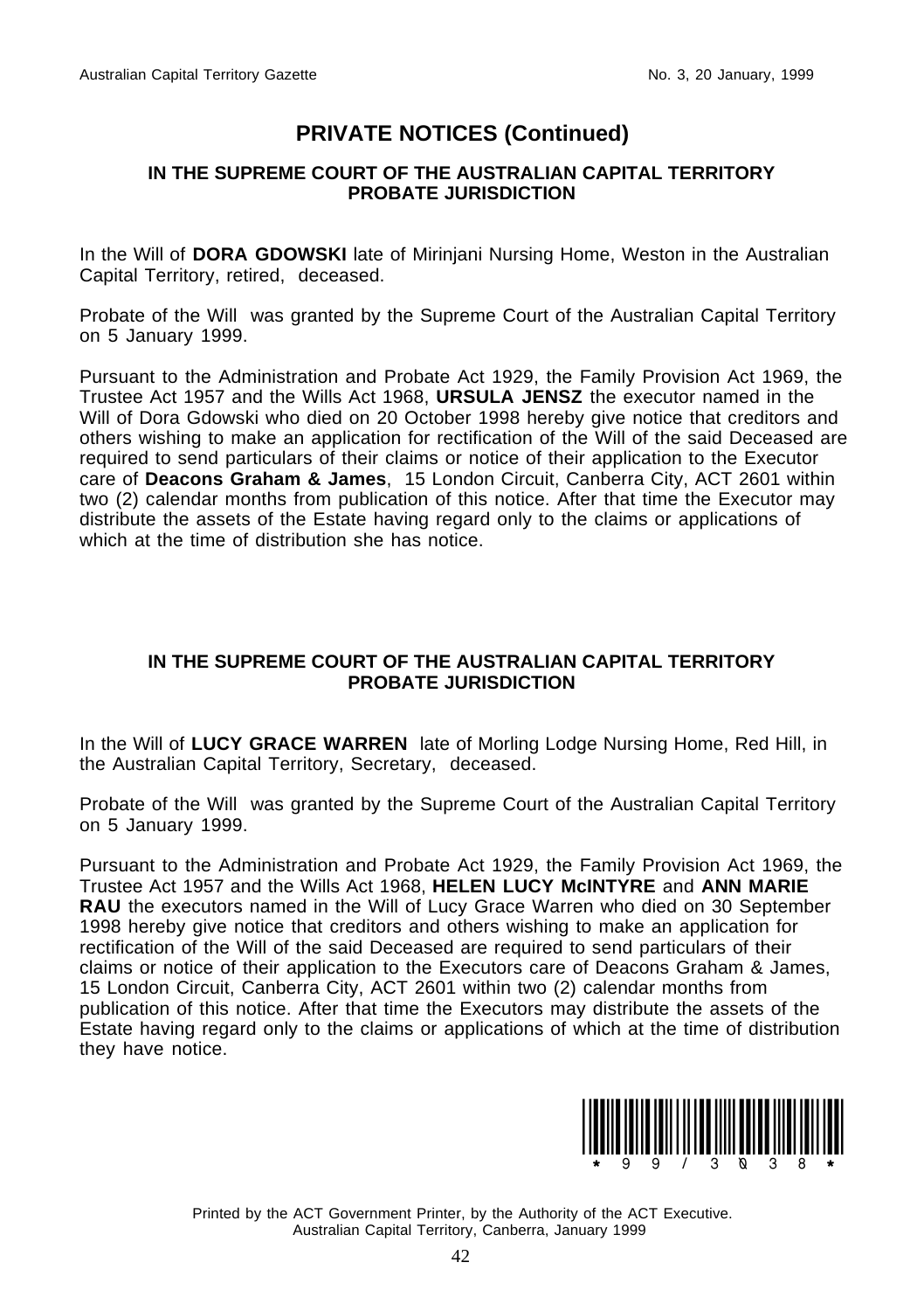## PRIVATE NOTICES (Continued)

### IN THE SUPREME COURT OF THE AUSTRALIAN CAPITAL TERRITORY
### PROBATE JURISDICTION

In the Will of **DORA GDOWSKI** late of Mirinjani Nursing Home, Weston in the Australian Capital Territory, retired, deceased.

Probate of the Will was granted by the Supreme Court of the Australian Capital Territory on 5 January 1999.

Pursuant to the Administration and Probate Act 1929, the Family Provision Act 1969, the Trustee Act 1957 and the Wills Act 1968, **URSULA JENSZ** the executor named in the Will of Dora Gdowski who died on 20 October 1998 hereby give notice that creditors and others wishing to make an application for rectification of the Will of the said Deceased are required to send particulars of their claims or notice of their application to the Executor care of **Deacons Graham & James**, 15 London Circuit, Canberra City, ACT 2601 within two (2) calendar months from publication of this notice. After that time the Executor may distribute the assets of the Estate having regard only to the claims or applications of which at the time of distribution she has notice.

### IN THE SUPREME COURT OF THE AUSTRALIAN CAPITAL TERRITORY
### PROBATE JURISDICTION

In the Will of **LUCY GRACE WARREN** late of Morling Lodge Nursing Home, Red Hill, in the Australian Capital Territory, Secretary, deceased.

Probate of the Will was granted by the Supreme Court of the Australian Capital Territory on 5 January 1999.

Pursuant to the Administration and Probate Act 1929, the Family Provision Act 1969, the Trustee Act 1957 and the Wills Act 1968, **HELEN LUCY McINTYRE** and **ANN MARIE RAU** the executors named in the Will of Lucy Grace Warren who died on 30 September 1998 hereby give notice that creditors and others wishing to make an application for rectification of the Will of the said Deceased are required to send particulars of their claims or notice of their application to the Executors care of Deacons Graham & James, 15 London Circuit, Canberra City, ACT 2601 within two (2) calendar months from publication of this notice. After that time the Executors may distribute the assets of the Estate having regard only to the claims or applications of which at the time of distribution they have notice.

*99/3038*

Printed by the ACT Government Printer, by the Authority of the ACT Executive.
Australian Capital Territory, Canberra, January 1999